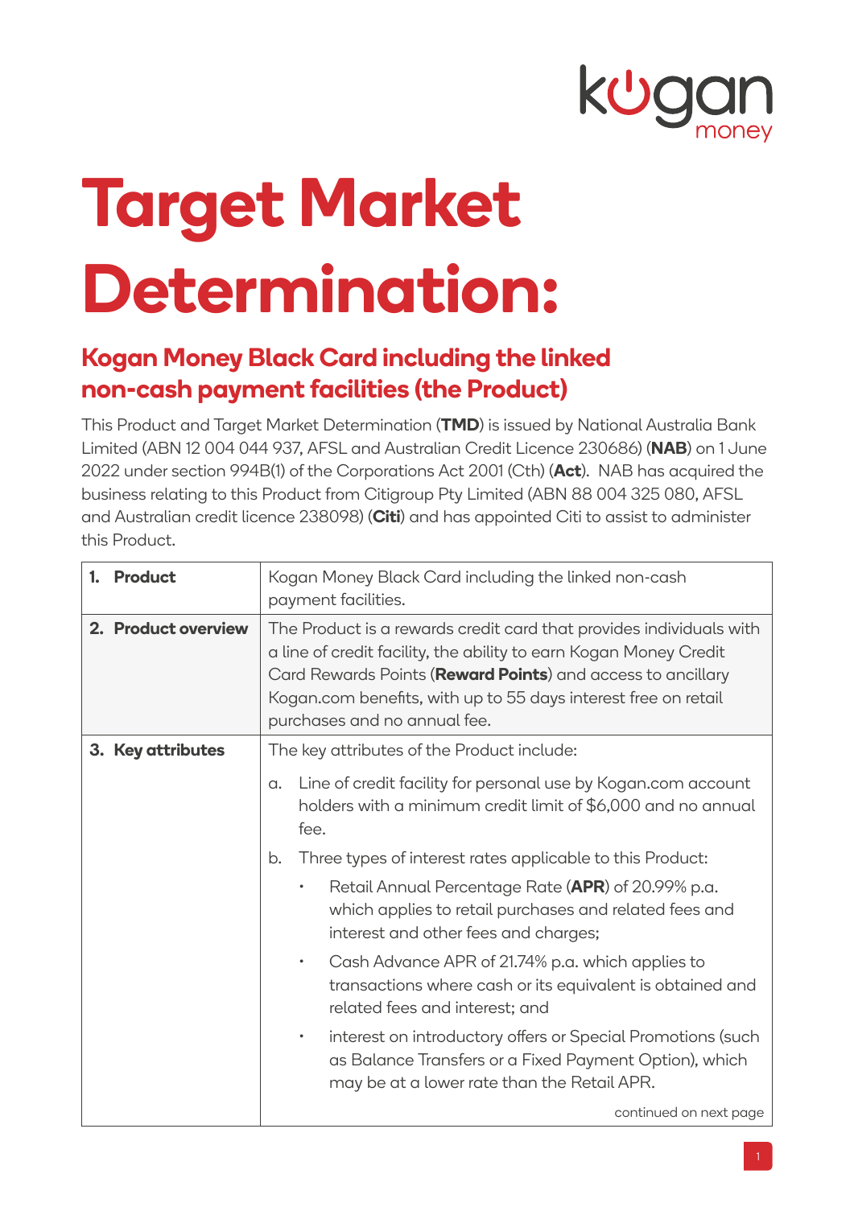# Target Market Determination:

## Kogan Money Black Card including the linked non-cash payment facilities (the Product)

This Product and Target Market Determination (**TMD**) is issued by National Australia Bank Limited (ABN 12 004 044 937, AFSL and Australian Credit Licence 230686) (**NAB**) on 1 June 2022 under section 994B(1) of the Corporations Act 2001 (Cth) (**Act**). NAB has acquired the business relating to this Product from Citigroup Pty Limited (ABN 88 004 325 080, AFSL and Australian credit licence 238098) (**Citi**) and has appointed Citi to assist to administer this Product.

| | |
|---|---|
| **1. Product** | Kogan Money Black Card including the linked non-cash payment facilities. |
| **2. Product overview** | The Product is a rewards credit card that provides individuals with a line of credit facility, the ability to earn Kogan Money Credit Card Rewards Points (**Reward Points**) and access to ancillary Kogan.com benefits, with up to 55 days interest free on retail purchases and no annual fee. |
| **3. Key attributes** | The key attributes of the Product include:<br><br>a. Line of credit facility for personal use by Kogan.com account holders with a minimum credit limit of $6,000 and no annual fee.<br><br>b. Three types of interest rates applicable to this Product:<br><br>• Retail Annual Percentage Rate (**APR**) of 20.99% p.a. which applies to retail purchases and related fees and interest and other fees and charges;<br><br>• Cash Advance APR of 21.74% p.a. which applies to transactions where cash or its equivalent is obtained and related fees and interest; and<br><br>• interest on introductory offers or Special Promotions (such as Balance Transfers or a Fixed Payment Option), which may be at a lower rate than the Retail APR.<br><br>continued on next page |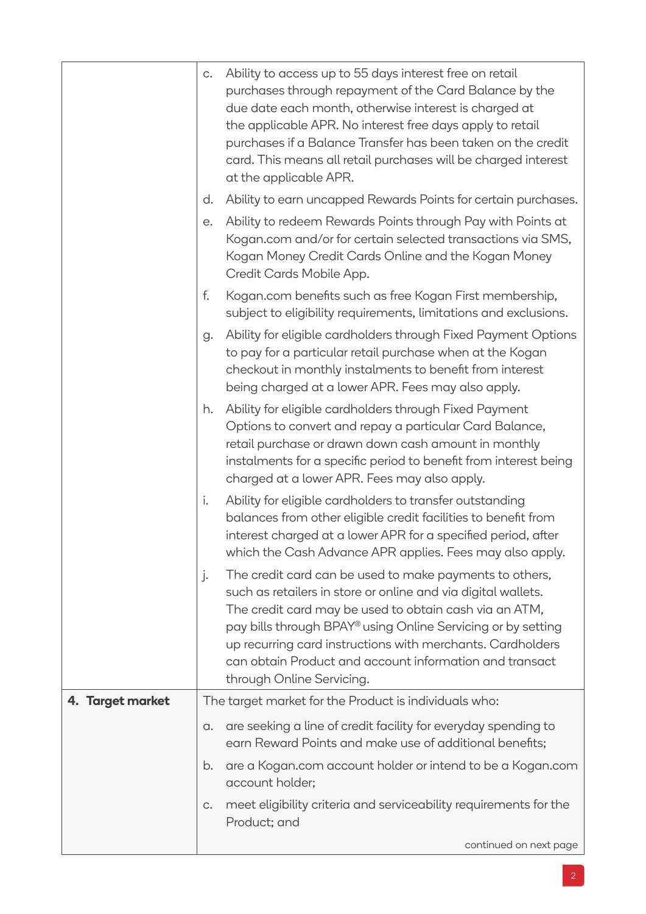| | |
|---|---|
| | c. Ability to access up to 55 days interest free on retail purchases through repayment of the Card Balance by the due date each month, otherwise interest is charged at the applicable APR. No interest free days apply to retail purchases if a Balance Transfer has been taken on the credit card. This means all retail purchases will be charged interest at the applicable APR.<br>d. Ability to earn uncapped Rewards Points for certain purchases.<br>e. Ability to redeem Rewards Points through Pay with Points at Kogan.com and/or for certain selected transactions via SMS, Kogan Money Credit Cards Online and the Kogan Money Credit Cards Mobile App.<br>f. Kogan.com benefits such as free Kogan First membership, subject to eligibility requirements, limitations and exclusions.<br>g. Ability for eligible cardholders through Fixed Payment Options to pay for a particular retail purchase when at the Kogan checkout in monthly instalments to benefit from interest being charged at a lower APR. Fees may also apply.<br>h. Ability for eligible cardholders through Fixed Payment Options to convert and repay a particular Card Balance, retail purchase or drawn down cash amount in monthly instalments for a specific period to benefit from interest being charged at a lower APR. Fees may also apply.<br>i. Ability for eligible cardholders to transfer outstanding balances from other eligible credit facilities to benefit from interest charged at a lower APR for a specified period, after which the Cash Advance APR applies. Fees may also apply.<br>j. The credit card can be used to make payments to others, such as retailers in store or online and via digital wallets. The credit card may be used to obtain cash via an ATM, pay bills through BPAY® using Online Servicing or by setting up recurring card instructions with merchants. Cardholders can obtain Product and account information and transact through Online Servicing. |
| **4. Target market** | The target market for the Product is individuals who:<br>a. are seeking a line of credit facility for everyday spending to earn Reward Points and make use of additional benefits;<br>b. are a Kogan.com account holder or intend to be a Kogan.com account holder;<br>c. meet eligibility criteria and serviceability requirements for the Product; and<br>continued on next page |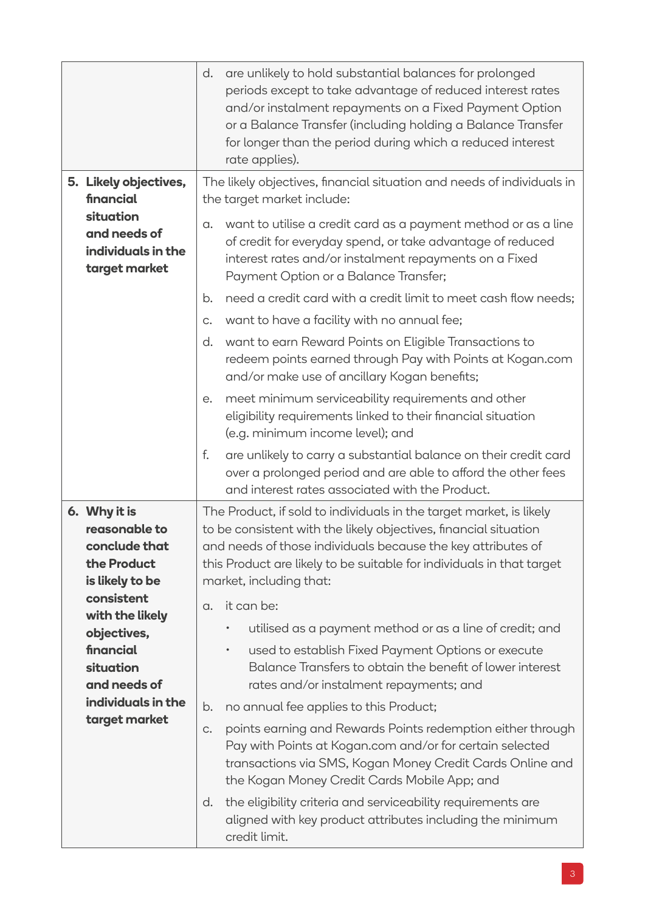| | |
|---|---|
| | d. are unlikely to hold substantial balances for prolonged periods except to take advantage of reduced interest rates and/or instalment repayments on a Fixed Payment Option or a Balance Transfer (including holding a Balance Transfer for longer than the period during which a reduced interest rate applies). |
| **5. Likely objectives, financial situation and needs of individuals in the target market** | The likely objectives, financial situation and needs of individuals in the target market include:<br>a. want to utilise a credit card as a payment method or as a line of credit for everyday spend, or take advantage of reduced interest rates and/or instalment repayments on a Fixed Payment Option or a Balance Transfer;<br>b. need a credit card with a credit limit to meet cash flow needs;<br>c. want to have a facility with no annual fee;<br>d. want to earn Reward Points on Eligible Transactions to redeem points earned through Pay with Points at Kogan.com and/or make use of ancillary Kogan benefits;<br>e. meet minimum serviceability requirements and other eligibility requirements linked to their financial situation (e.g. minimum income level); and<br>f. are unlikely to carry a substantial balance on their credit card over a prolonged period and are able to afford the other fees and interest rates associated with the Product. |
| **6. Why it is reasonable to conclude that the Product is likely to be consistent with the likely objectives, financial situation and needs of individuals in the target market** | The Product, if sold to individuals in the target market, is likely to be consistent with the likely objectives, financial situation and needs of those individuals because the key attributes of this Product are likely to be suitable for individuals in that target market, including that:<br>a. it can be:<br>• utilised as a payment method or as a line of credit; and<br>• used to establish Fixed Payment Options or execute Balance Transfers to obtain the benefit of lower interest rates and/or instalment repayments; and<br>b. no annual fee applies to this Product;<br>c. points earning and Rewards Points redemption either through Pay with Points at Kogan.com and/or for certain selected transactions via SMS, Kogan Money Credit Cards Online and the Kogan Money Credit Cards Mobile App; and<br>d. the eligibility criteria and serviceability requirements are aligned with key product attributes including the minimum credit limit. |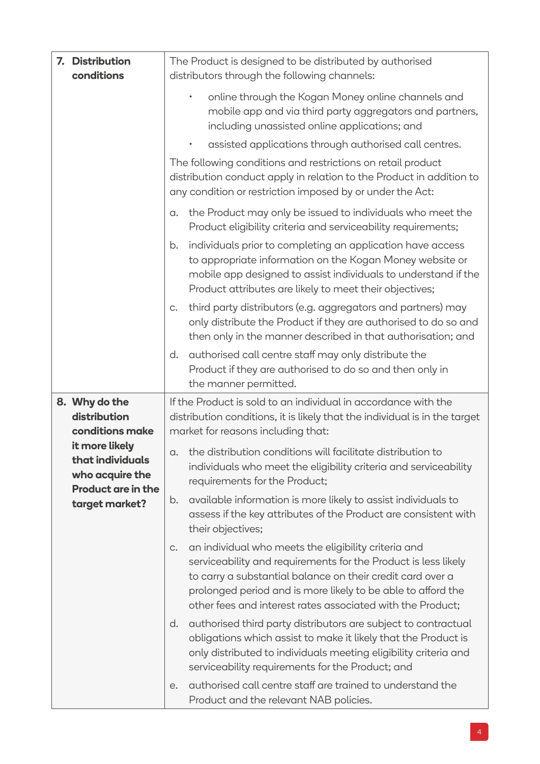| | |
|---|---|
| **7. Distribution conditions** | The Product is designed to be distributed by authorised distributors through the following channels:<br><br>• online through the Kogan Money online channels and mobile app and via third party aggregators and partners, including unassisted online applications; and<br>• assisted applications through authorised call centres.<br><br>The following conditions and restrictions on retail product distribution conduct apply in relation to the Product in addition to any condition or restriction imposed by or under the Act:<br><br>a. the Product may only be issued to individuals who meet the Product eligibility criteria and serviceability requirements;<br>b. individuals prior to completing an application have access to appropriate information on the Kogan Money website or mobile app designed to assist individuals to understand if the Product attributes are likely to meet their objectives;<br>c. third party distributors (e.g. aggregators and partners) may only distribute the Product if they are authorised to do so and then only in the manner described in that authorisation; and<br>d. authorised call centre staff may only distribute the Product if they are authorised to do so and then only in the manner permitted. |
| **8. Why do the distribution conditions make it more likely that individuals who acquire the Product are in the target market?** | If the Product is sold to an individual in accordance with the distribution conditions, it is likely that the individual is in the target market for reasons including that:<br><br>a. the distribution conditions will facilitate distribution to individuals who meet the eligibility criteria and serviceability requirements for the Product;<br>b. available information is more likely to assist individuals to assess if the key attributes of the Product are consistent with their objectives;<br>c. an individual who meets the eligibility criteria and serviceability and requirements for the Product is less likely to carry a substantial balance on their credit card over a prolonged period and is more likely to be able to afford the other fees and interest rates associated with the Product;<br>d. authorised third party distributors are subject to contractual obligations which assist to make it likely that the Product is only distributed to individuals meeting eligibility criteria and serviceability requirements for the Product; and<br>e. authorised call centre staff are trained to understand the Product and the relevant NAB policies. |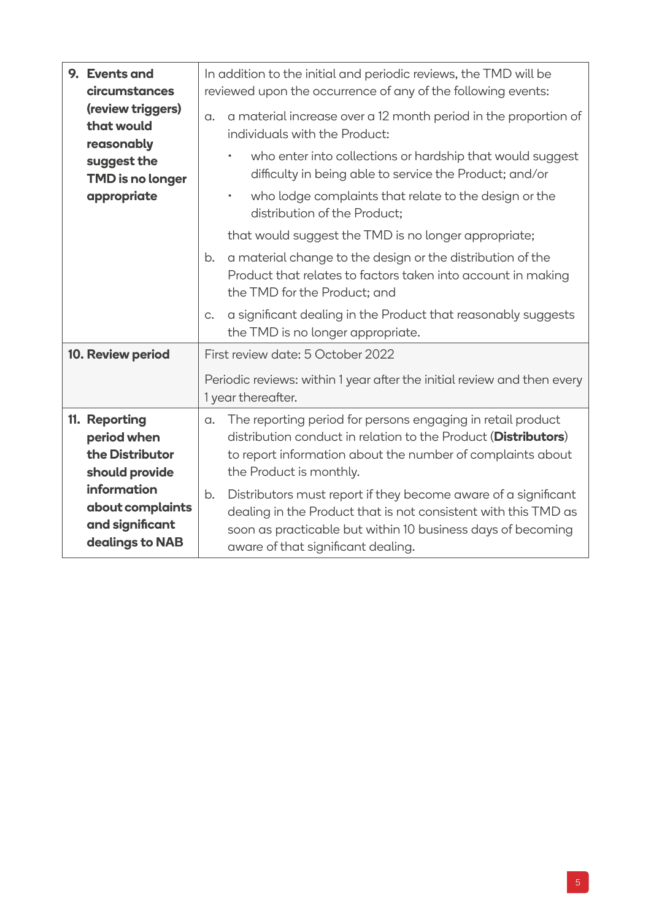| | |
|---|---|
| **9. Events and circumstances (review triggers) that would reasonably suggest the TMD is no longer appropriate** | In addition to the initial and periodic reviews, the TMD will be reviewed upon the occurrence of any of the following events:<br><br>a. a material increase over a 12 month period in the proportion of individuals with the Product:<br>• who enter into collections or hardship that would suggest difficulty in being able to service the Product; and/or<br>• who lodge complaints that relate to the design or the distribution of the Product;<br><br>that would suggest the TMD is no longer appropriate;<br><br>b. a material change to the design or the distribution of the Product that relates to factors taken into account in making the TMD for the Product; and<br><br>c. a significant dealing in the Product that reasonably suggests the TMD is no longer appropriate. |
| **10. Review period** | First review date: 5 October 2022<br><br>Periodic reviews: within 1 year after the initial review and then every 1 year thereafter. |
| **11. Reporting period when the Distributor should provide information about complaints and significant dealings to NAB** | a. The reporting period for persons engaging in retail product distribution conduct in relation to the Product (**Distributors**) to report information about the number of complaints about the Product is monthly.<br><br>b. Distributors must report if they become aware of a significant dealing in the Product that is not consistent with this TMD as soon as practicable but within 10 business days of becoming aware of that significant dealing. |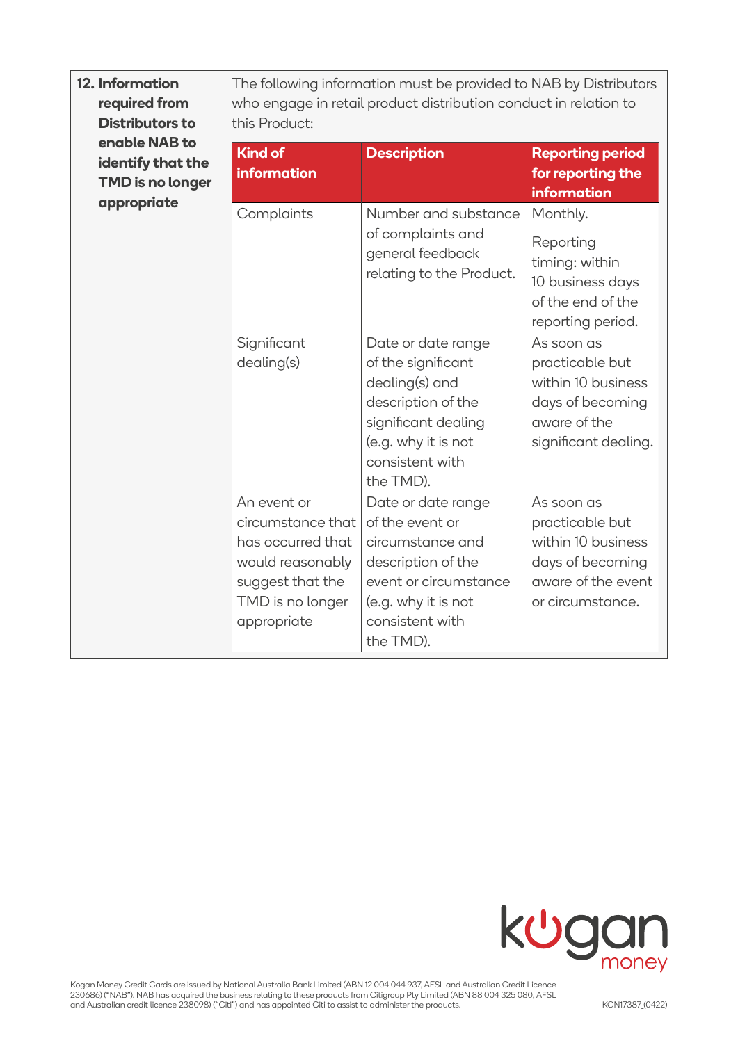| | |
|---|---|
| **12. Information required from Distributors to enable NAB to identify that the TMD is no longer appropriate** | The following information must be provided to NAB by Distributors who engage in retail product distribution conduct in relation to this Product: |

| Kind of information | Description | Reporting period for reporting the information |
|---|---|---|
| Complaints | Number and substance of complaints and general feedback relating to the Product. | Monthly.<br><br>Reporting timing: within 10 business days of the end of the reporting period. |
| Significant dealing(s) | Date or date range of the significant dealing(s) and description of the significant dealing (e.g. why it is not consistent with the TMD). | As soon as practicable but within 10 business days of becoming aware of the significant dealing. |
| An event or circumstance that has occurred that would reasonably suggest that the TMD is no longer appropriate | Date or date range of the event or circumstance and description of the event or circumstance (e.g. why it is not consistent with the TMD). | As soon as practicable but within 10 business days of becoming aware of the event or circumstance. |

kogan money

Kogan Money Credit Cards are issued by National Australia Bank Limited (ABN 12 004 044 937, AFSL and Australian Credit Licence 230686) ("NAB"). NAB has acquired the business relating to these products from Citigroup Pty Limited (ABN 88 004 325 080, AFSL and Australian credit licence 238098) ("Citi") and has appointed Citi to assist to administer the products.

KGN17387_(0422)